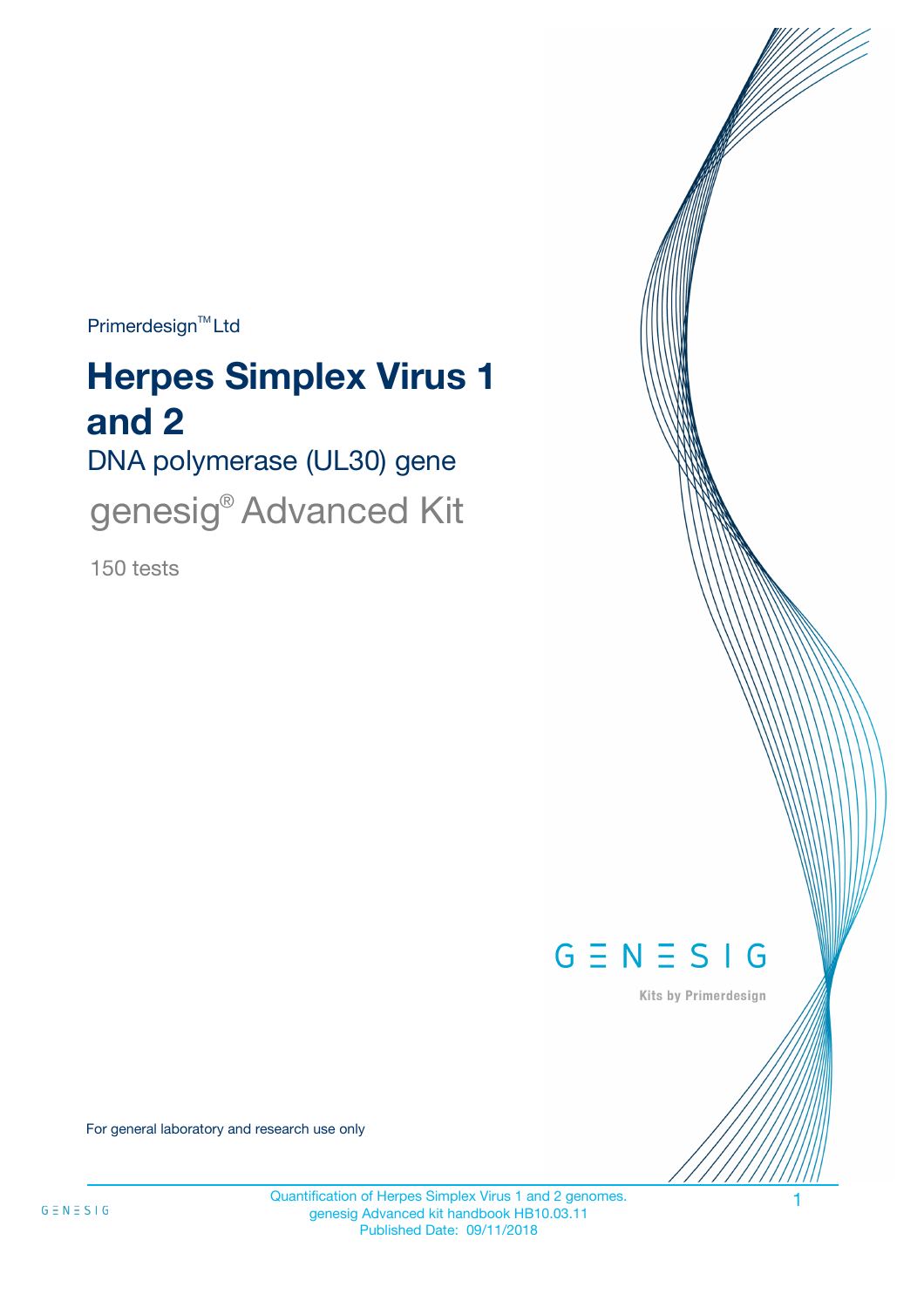Primerdesign™ Ltd

# Herpes Simplex Virus 1 and 2

## DNA polymerase (UL30) gene

## genesig® Advanced Kit

150 tests

GENESIG

Kits by Primerdesign

For general laboratory and research use only

Quantification of Herpes Simplex Virus 1 and 2 genomes.
genesig Advanced kit handbook HB10.03.11
Published Date: 09/11/2018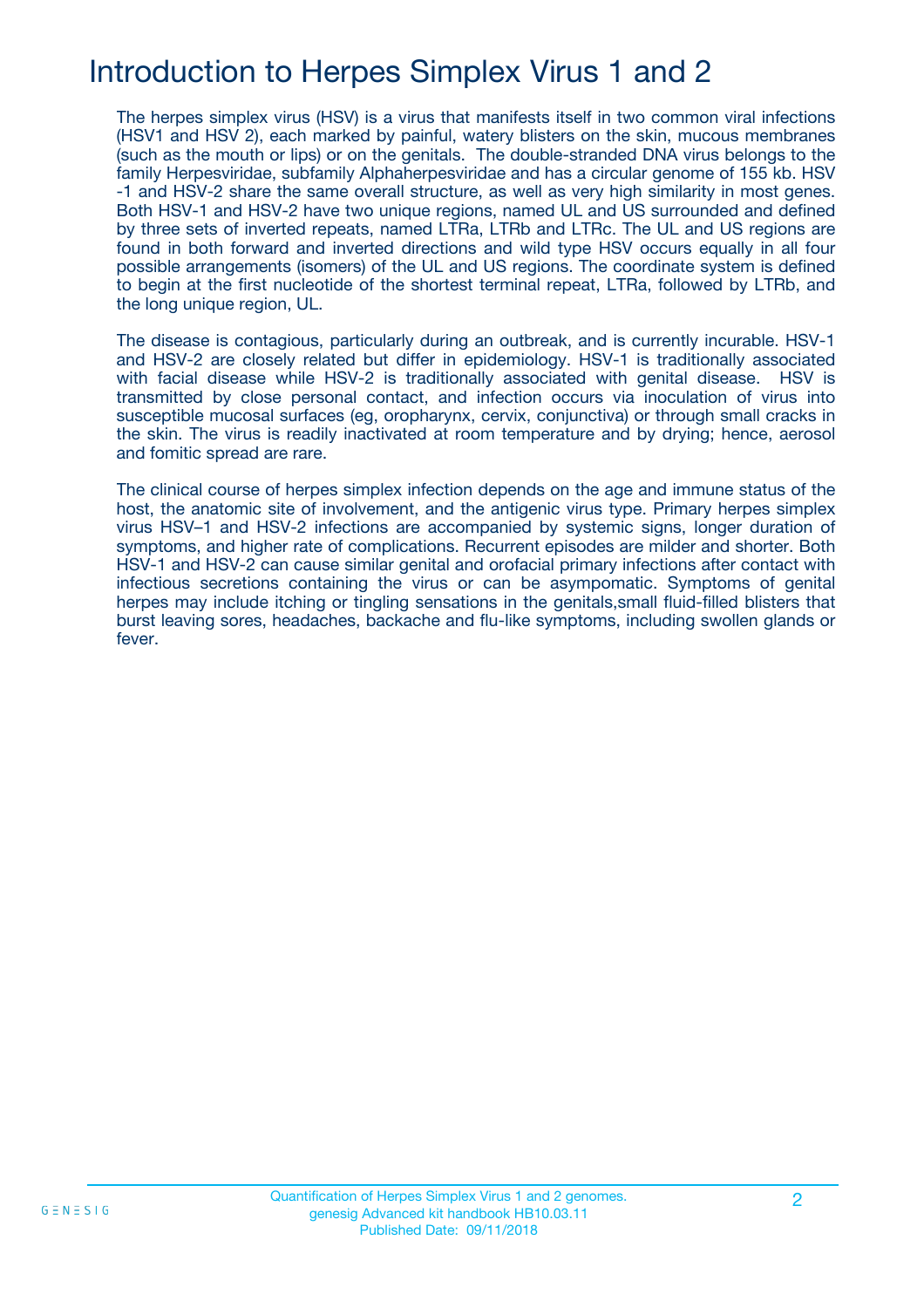# Introduction to Herpes Simplex Virus 1 and 2

The herpes simplex virus (HSV) is a virus that manifests itself in two common viral infections (HSV1 and HSV 2), each marked by painful, watery blisters on the skin, mucous membranes (such as the mouth or lips) or on the genitals. The double-stranded DNA virus belongs to the family Herpesviridae, subfamily Alphaherpesviridae and has a circular genome of 155 kb. HSV -1 and HSV-2 share the same overall structure, as well as very high similarity in most genes. Both HSV-1 and HSV-2 have two unique regions, named UL and US surrounded and defined by three sets of inverted repeats, named LTRa, LTRb and LTRc. The UL and US regions are found in both forward and inverted directions and wild type HSV occurs equally in all four possible arrangements (isomers) of the UL and US regions. The coordinate system is defined to begin at the first nucleotide of the shortest terminal repeat, LTRa, followed by LTRb, and the long unique region, UL.

The disease is contagious, particularly during an outbreak, and is currently incurable. HSV-1 and HSV-2 are closely related but differ in epidemiology. HSV-1 is traditionally associated with facial disease while HSV-2 is traditionally associated with genital disease. HSV is transmitted by close personal contact, and infection occurs via inoculation of virus into susceptible mucosal surfaces (eg, oropharynx, cervix, conjunctiva) or through small cracks in the skin. The virus is readily inactivated at room temperature and by drying; hence, aerosol and fomitic spread are rare.

The clinical course of herpes simplex infection depends on the age and immune status of the host, the anatomic site of involvement, and the antigenic virus type. Primary herpes simplex virus HSV–1 and HSV-2 infections are accompanied by systemic signs, longer duration of symptoms, and higher rate of complications. Recurrent episodes are milder and shorter. Both HSV-1 and HSV-2 can cause similar genital and orofacial primary infections after contact with infectious secretions containing the virus or can be asympomatic. Symptoms of genital herpes may include itching or tingling sensations in the genitals,small fluid-filled blisters that burst leaving sores, headaches, backache and flu-like symptoms, including swollen glands or fever.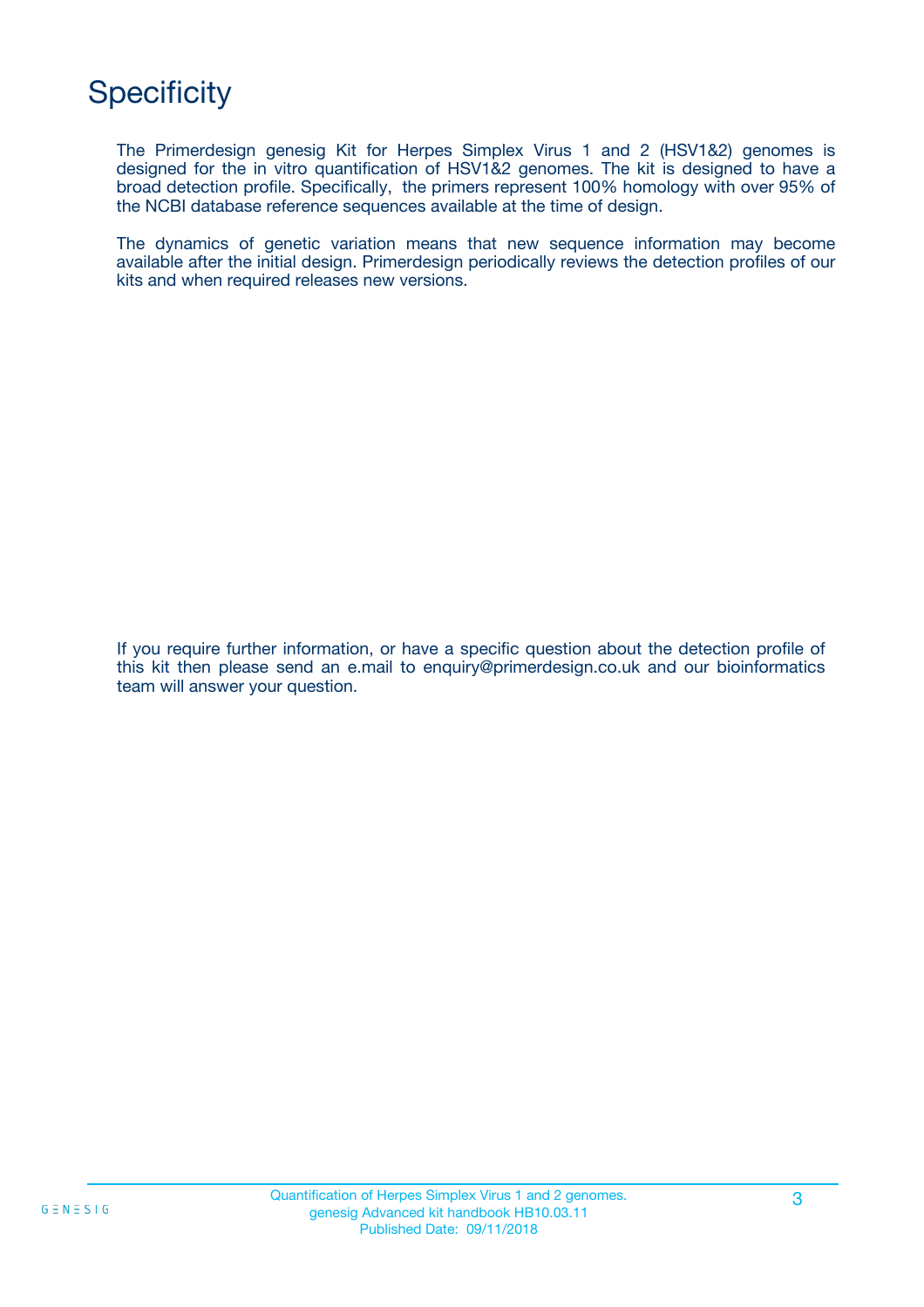# Specificity

The Primerdesign genesig Kit for Herpes Simplex Virus 1 and 2 (HSV1&2) genomes is designed for the in vitro quantification of HSV1&2 genomes. The kit is designed to have a broad detection profile. Specifically, the primers represent 100% homology with over 95% of the NCBI database reference sequences available at the time of design.

The dynamics of genetic variation means that new sequence information may become available after the initial design. Primerdesign periodically reviews the detection profiles of our kits and when required releases new versions.

If you require further information, or have a specific question about the detection profile of this kit then please send an e.mail to enquiry@primerdesign.co.uk and our bioinformatics team will answer your question.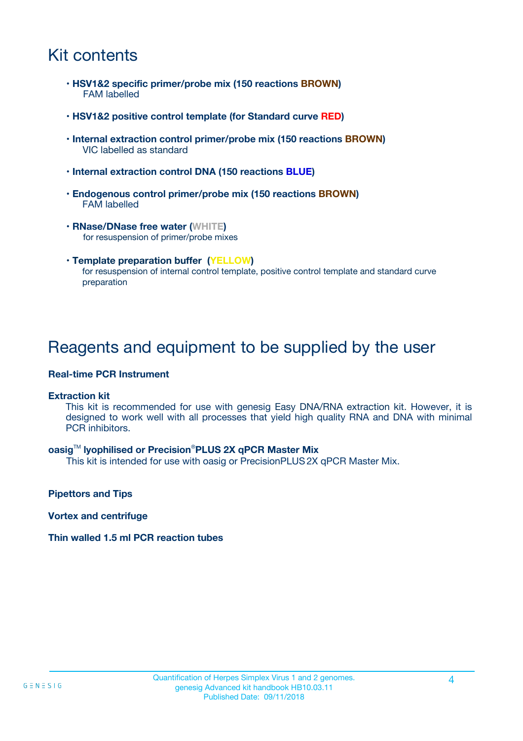# Kit contents

- **HSV1&2 specific primer/probe mix (150 reactions BROWN)**
  FAM labelled
- **HSV1&2 positive control template (for Standard curve RED)**
- **Internal extraction control primer/probe mix (150 reactions BROWN)**
  VIC labelled as standard
- **Internal extraction control DNA (150 reactions BLUE)**
- **Endogenous control primer/probe mix (150 reactions BROWN)**
  FAM labelled
- **RNase/DNase free water (WHITE)**
  for resuspension of primer/probe mixes
- **Template preparation buffer (YELLOW)**
  for resuspension of internal control template, positive control template and standard curve preparation

# Reagents and equipment to be supplied by the user

**Real-time PCR Instrument**

**Extraction kit**

This kit is recommended for use with genesig Easy DNA/RNA extraction kit. However, it is designed to work well with all processes that yield high quality RNA and DNA with minimal PCR inhibitors.

**oasig™ lyophilised or Precision®PLUS 2X qPCR Master Mix**

This kit is intended for use with oasig or PrecisionPLUS 2X qPCR Master Mix.

**Pipettors and Tips**

**Vortex and centrifuge**

**Thin walled 1.5 ml PCR reaction tubes**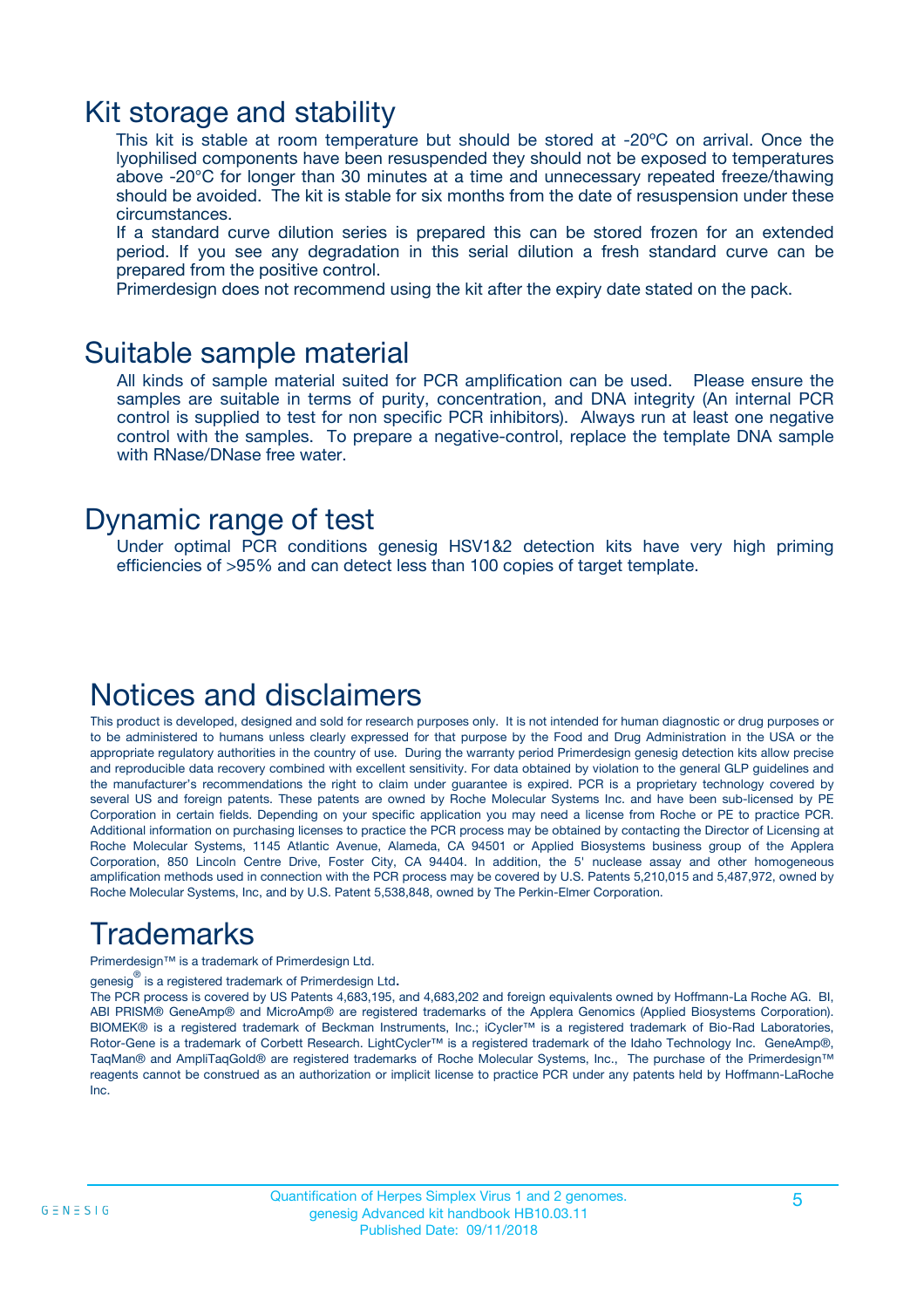## Kit storage and stability

This kit is stable at room temperature but should be stored at -20ºC on arrival. Once the lyophilised components have been resuspended they should not be exposed to temperatures above -20°C for longer than 30 minutes at a time and unnecessary repeated freeze/thawing should be avoided. The kit is stable for six months from the date of resuspension under these circumstances.

If a standard curve dilution series is prepared this can be stored frozen for an extended period. If you see any degradation in this serial dilution a fresh standard curve can be prepared from the positive control.

Primerdesign does not recommend using the kit after the expiry date stated on the pack.

## Suitable sample material

All kinds of sample material suited for PCR amplification can be used. Please ensure the samples are suitable in terms of purity, concentration, and DNA integrity (An internal PCR control is supplied to test for non specific PCR inhibitors). Always run at least one negative control with the samples. To prepare a negative-control, replace the template DNA sample with RNase/DNase free water.

## Dynamic range of test

Under optimal PCR conditions genesig HSV1&2 detection kits have very high priming efficiencies of >95% and can detect less than 100 copies of target template.

## Notices and disclaimers

This product is developed, designed and sold for research purposes only. It is not intended for human diagnostic or drug purposes or to be administered to humans unless clearly expressed for that purpose by the Food and Drug Administration in the USA or the appropriate regulatory authorities in the country of use. During the warranty period Primerdesign genesig detection kits allow precise and reproducible data recovery combined with excellent sensitivity. For data obtained by violation to the general GLP guidelines and the manufacturer's recommendations the right to claim under guarantee is expired. PCR is a proprietary technology covered by several US and foreign patents. These patents are owned by Roche Molecular Systems Inc. and have been sub-licensed by PE Corporation in certain fields. Depending on your specific application you may need a license from Roche or PE to practice PCR. Additional information on purchasing licenses to practice the PCR process may be obtained by contacting the Director of Licensing at Roche Molecular Systems, 1145 Atlantic Avenue, Alameda, CA 94501 or Applied Biosystems business group of the Applera Corporation, 850 Lincoln Centre Drive, Foster City, CA 94404. In addition, the 5' nuclease assay and other homogeneous amplification methods used in connection with the PCR process may be covered by U.S. Patents 5,210,015 and 5,487,972, owned by Roche Molecular Systems, Inc, and by U.S. Patent 5,538,848, owned by The Perkin-Elmer Corporation.

## Trademarks

Primerdesign™ is a trademark of Primerdesign Ltd.

genesig® is a registered trademark of Primerdesign Ltd.

The PCR process is covered by US Patents 4,683,195, and 4,683,202 and foreign equivalents owned by Hoffmann-La Roche AG. BI, ABI PRISM® GeneAmp® and MicroAmp® are registered trademarks of the Applera Genomics (Applied Biosystems Corporation). BIOMEK® is a registered trademark of Beckman Instruments, Inc.; iCycler™ is a registered trademark of Bio-Rad Laboratories, Rotor-Gene is a trademark of Corbett Research. LightCycler™ is a registered trademark of the Idaho Technology Inc. GeneAmp®, TaqMan® and AmpliTaqGold® are registered trademarks of Roche Molecular Systems, Inc., The purchase of the Primerdesign™ reagents cannot be construed as an authorization or implicit license to practice PCR under any patents held by Hoffmann-LaRoche Inc.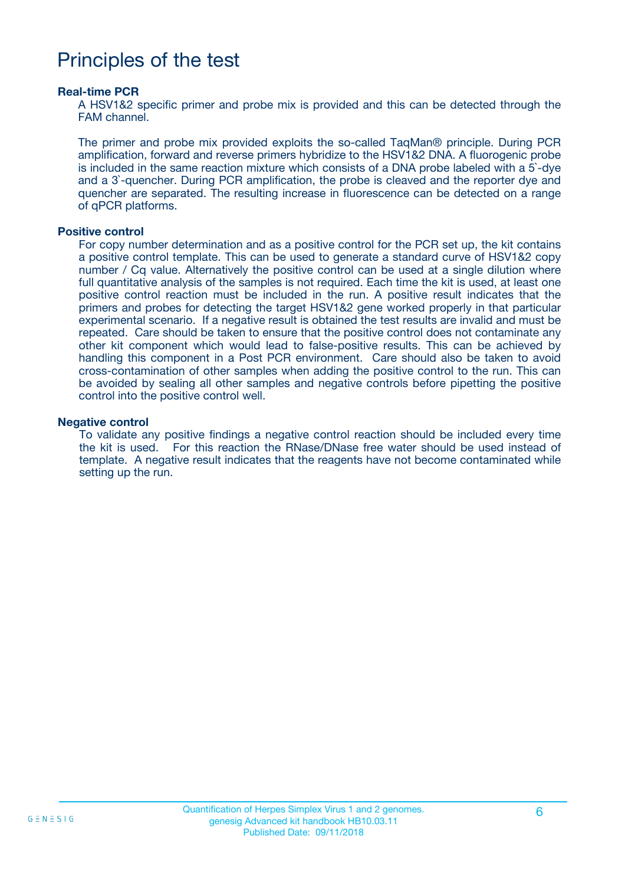# Principles of the test

### Real-time PCR

A HSV1&2 specific primer and probe mix is provided and this can be detected through the FAM channel.

The primer and probe mix provided exploits the so-called TaqMan® principle. During PCR amplification, forward and reverse primers hybridize to the HSV1&2 DNA. A fluorogenic probe is included in the same reaction mixture which consists of a DNA probe labeled with a 5`-dye and a 3`-quencher. During PCR amplification, the probe is cleaved and the reporter dye and quencher are separated. The resulting increase in fluorescence can be detected on a range of qPCR platforms.

### Positive control

For copy number determination and as a positive control for the PCR set up, the kit contains a positive control template. This can be used to generate a standard curve of HSV1&2 copy number / Cq value. Alternatively the positive control can be used at a single dilution where full quantitative analysis of the samples is not required. Each time the kit is used, at least one positive control reaction must be included in the run. A positive result indicates that the primers and probes for detecting the target HSV1&2 gene worked properly in that particular experimental scenario. If a negative result is obtained the test results are invalid and must be repeated. Care should be taken to ensure that the positive control does not contaminate any other kit component which would lead to false-positive results. This can be achieved by handling this component in a Post PCR environment. Care should also be taken to avoid cross-contamination of other samples when adding the positive control to the run. This can be avoided by sealing all other samples and negative controls before pipetting the positive control into the positive control well.

### Negative control

To validate any positive findings a negative control reaction should be included every time the kit is used. For this reaction the RNase/DNase free water should be used instead of template. A negative result indicates that the reagents have not become contaminated while setting up the run.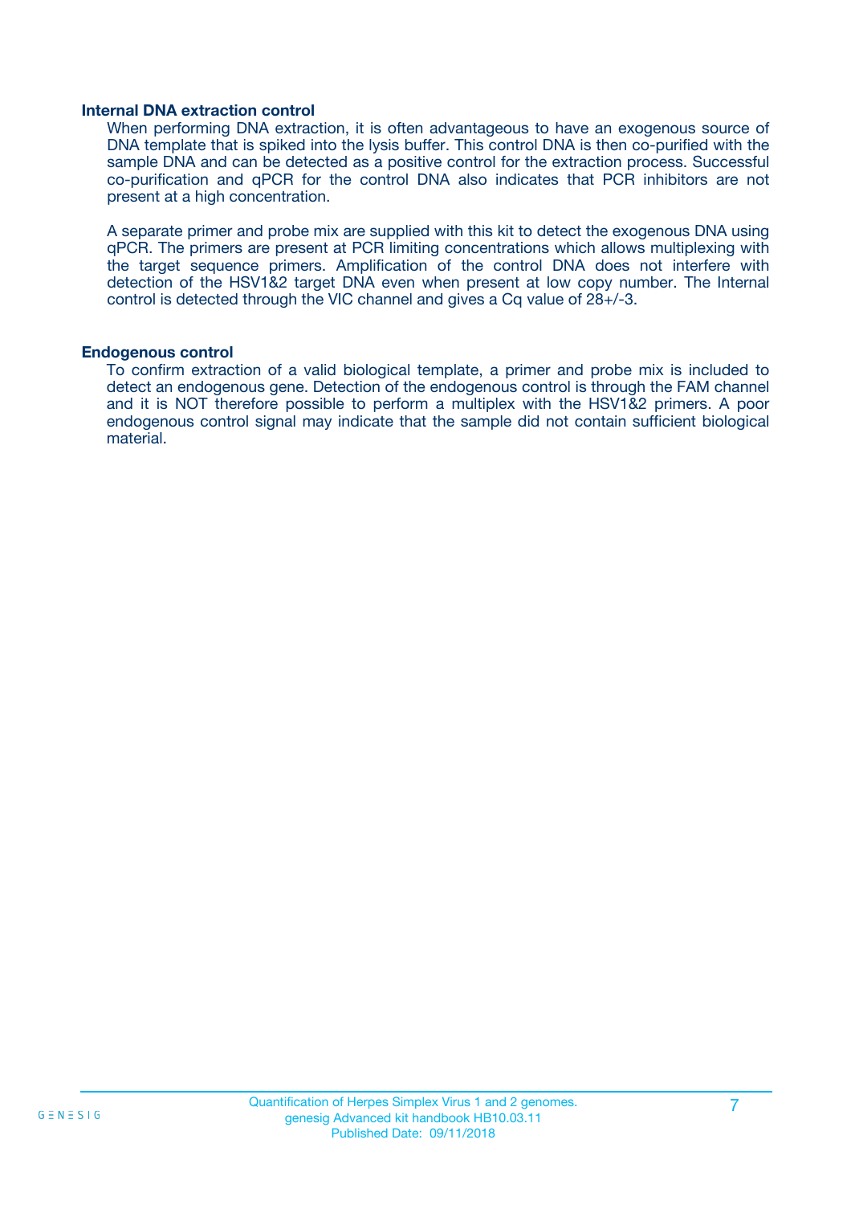### Internal DNA extraction control

When performing DNA extraction, it is often advantageous to have an exogenous source of DNA template that is spiked into the lysis buffer. This control DNA is then co-purified with the sample DNA and can be detected as a positive control for the extraction process. Successful co-purification and qPCR for the control DNA also indicates that PCR inhibitors are not present at a high concentration.

A separate primer and probe mix are supplied with this kit to detect the exogenous DNA using qPCR. The primers are present at PCR limiting concentrations which allows multiplexing with the target sequence primers. Amplification of the control DNA does not interfere with detection of the HSV1&2 target DNA even when present at low copy number. The Internal control is detected through the VIC channel and gives a Cq value of 28+/-3.

### Endogenous control

To confirm extraction of a valid biological template, a primer and probe mix is included to detect an endogenous gene. Detection of the endogenous control is through the FAM channel and it is NOT therefore possible to perform a multiplex with the HSV1&2 primers. A poor endogenous control signal may indicate that the sample did not contain sufficient biological material.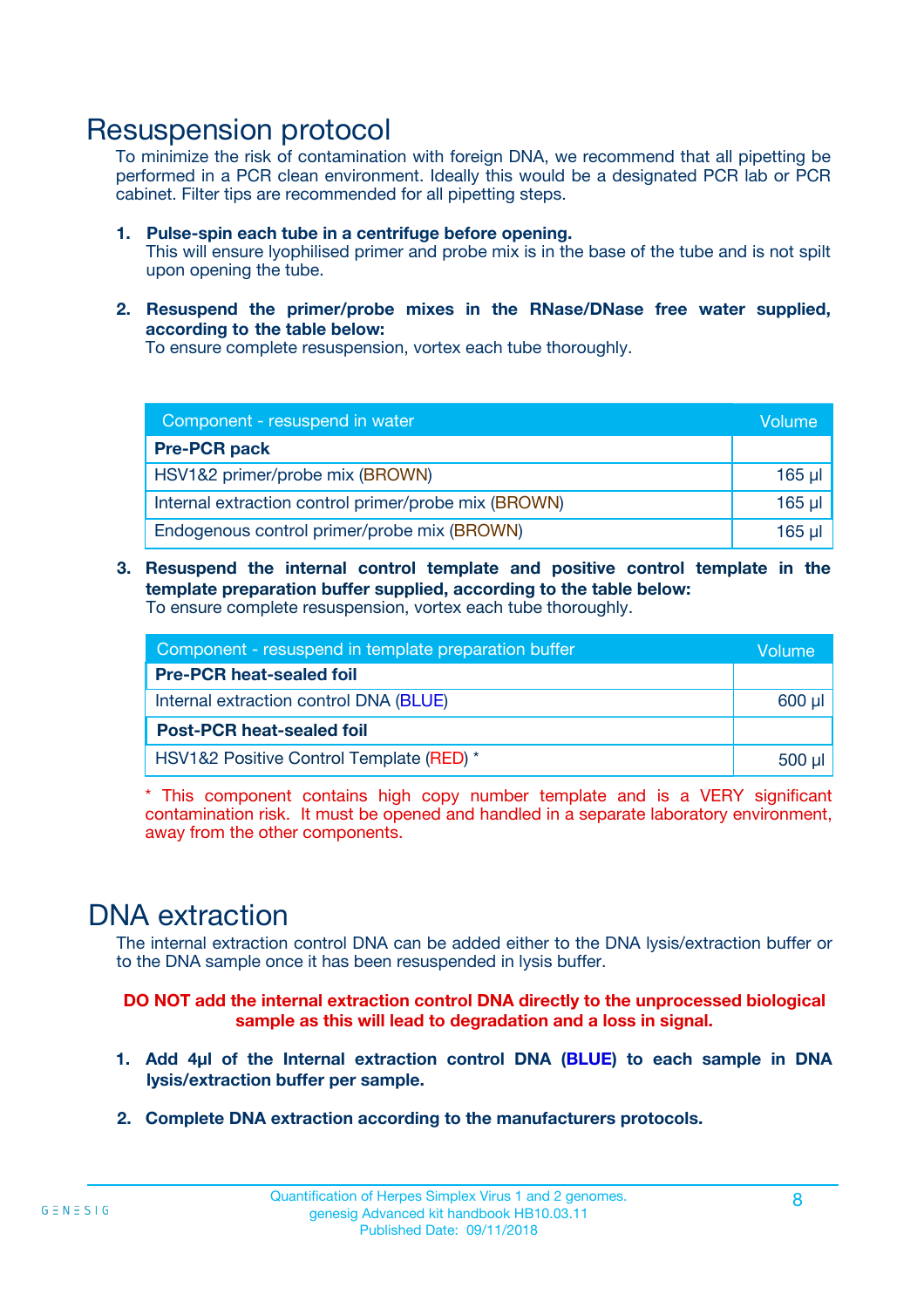# Resuspension protocol

To minimize the risk of contamination with foreign DNA, we recommend that all pipetting be performed in a PCR clean environment. Ideally this would be a designated PCR lab or PCR cabinet. Filter tips are recommended for all pipetting steps.

1. **Pulse-spin each tube in a centrifuge before opening.**
   This will ensure lyophilised primer and probe mix is in the base of the tube and is not spilt upon opening the tube.

2. **Resuspend the primer/probe mixes in the RNase/DNase free water supplied, according to the table below:**
   To ensure complete resuspension, vortex each tube thoroughly.

| Component - resuspend in water | Volume |
|---|---|
| **Pre-PCR pack** | |
| HSV1&2 primer/probe mix (BROWN) | 165 µl |
| Internal extraction control primer/probe mix (BROWN) | 165 µl |
| Endogenous control primer/probe mix (BROWN) | 165 µl |

3. **Resuspend the internal control template and positive control template in the template preparation buffer supplied, according to the table below:**
   To ensure complete resuspension, vortex each tube thoroughly.

| Component - resuspend in template preparation buffer | Volume |
|---|---|
| **Pre-PCR heat-sealed foil** | |
| Internal extraction control DNA (BLUE) | 600 µl |
| **Post-PCR heat-sealed foil** | |
| HSV1&2 Positive Control Template (RED) * | 500 µl |

* This component contains high copy number template and is a VERY significant contamination risk. It must be opened and handled in a separate laboratory environment, away from the other components.

# DNA extraction

The internal extraction control DNA can be added either to the DNA lysis/extraction buffer or to the DNA sample once it has been resuspended in lysis buffer.

**DO NOT add the internal extraction control DNA directly to the unprocessed biological sample as this will lead to degradation and a loss in signal.**

1. **Add 4µl of the Internal extraction control DNA (BLUE) to each sample in DNA lysis/extraction buffer per sample.**

2. **Complete DNA extraction according to the manufacturers protocols.**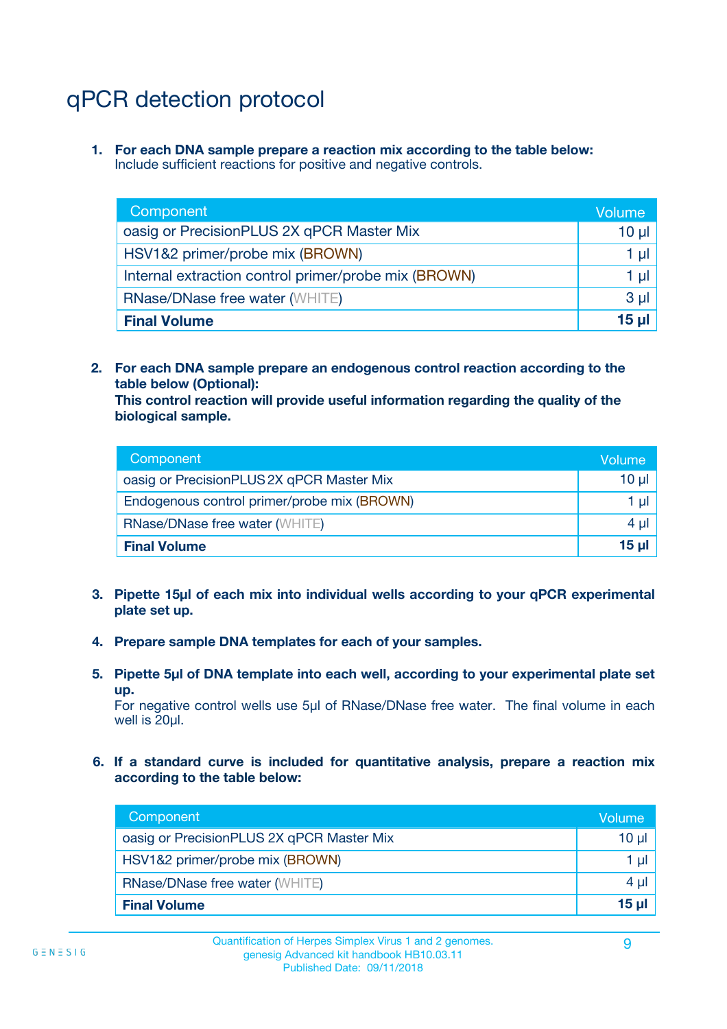# qPCR detection protocol

1. **For each DNA sample prepare a reaction mix according to the table below:**
   Include sufficient reactions for positive and negative controls.

| Component | Volume |
|---|---|
| oasig or PrecisionPLUS 2X qPCR Master Mix | 10 µl |
| HSV1&2 primer/probe mix (BROWN) | 1 µl |
| Internal extraction control primer/probe mix (BROWN) | 1 µl |
| RNase/DNase free water (WHITE) | 3 µl |
| **Final Volume** | **15 µl** |

2. **For each DNA sample prepare an endogenous control reaction according to the table below (Optional):**
   **This control reaction will provide useful information regarding the quality of the biological sample.**

| Component | Volume |
|---|---|
| oasig or PrecisionPLUS 2X qPCR Master Mix | 10 µl |
| Endogenous control primer/probe mix (BROWN) | 1 µl |
| RNase/DNase free water (WHITE) | 4 µl |
| **Final Volume** | **15 µl** |

3. **Pipette 15µl of each mix into individual wells according to your qPCR experimental plate set up.**

4. **Prepare sample DNA templates for each of your samples.**

5. **Pipette 5µl of DNA template into each well, according to your experimental plate set up.**
   For negative control wells use 5µl of RNase/DNase free water. The final volume in each well is 20µl.

6. **If a standard curve is included for quantitative analysis, prepare a reaction mix according to the table below:**

| Component | Volume |
|---|---|
| oasig or PrecisionPLUS 2X qPCR Master Mix | 10 µl |
| HSV1&2 primer/probe mix (BROWN) | 1 µl |
| RNase/DNase free water (WHITE) | 4 µl |
| **Final Volume** | **15 µl** |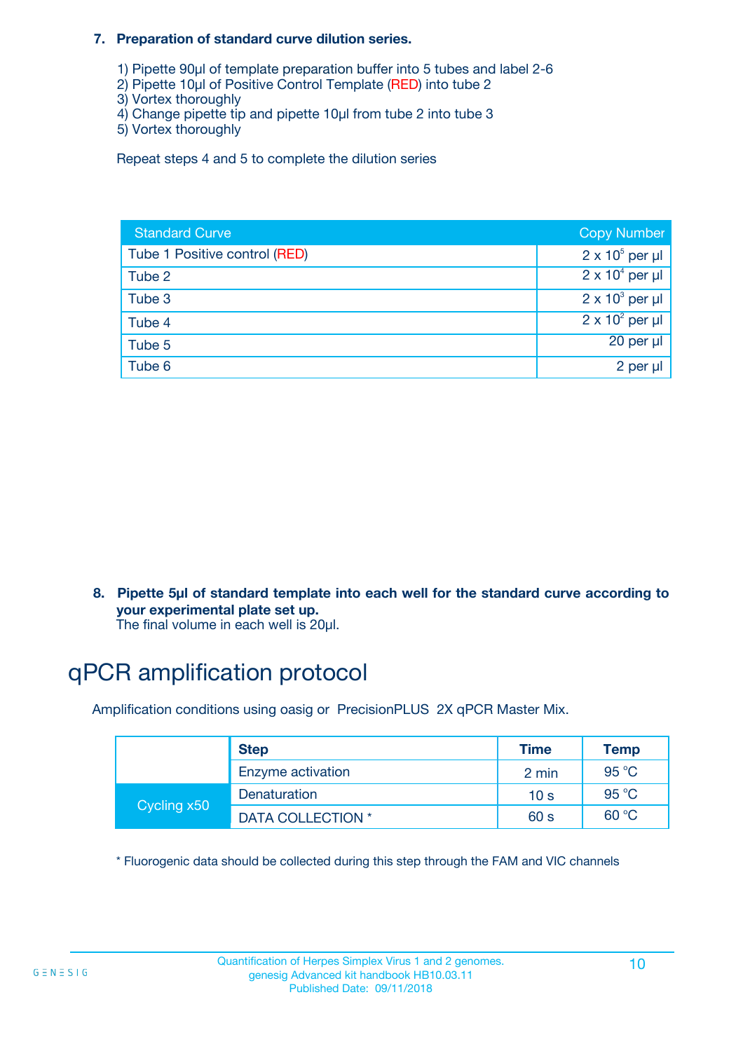7. **Preparation of standard curve dilution series.**

   1) Pipette 90µl of template preparation buffer into 5 tubes and label 2-6
   2) Pipette 10µl of Positive Control Template (RED) into tube 2
   3) Vortex thoroughly
   4) Change pipette tip and pipette 10µl from tube 2 into tube 3
   5) Vortex thoroughly

   Repeat steps 4 and 5 to complete the dilution series

| Standard Curve | Copy Number |
|---|---|
| Tube 1 Positive control (RED) | $2 \times 10^5$ per µl |
| Tube 2 | $2 \times 10^4$ per µl |
| Tube 3 | $2 \times 10^3$ per µl |
| Tube 4 | $2 \times 10^2$ per µl |
| Tube 5 | 20 per µl |
| Tube 6 | 2 per µl |

8. **Pipette 5µl of standard template into each well for the standard curve according to your experimental plate set up.**
   The final volume in each well is 20µl.

# qPCR amplification protocol

Amplification conditions using oasig or PrecisionPLUS 2X qPCR Master Mix.

| | Step | Time | Temp |
|---|---|---|---|
| | Enzyme activation | 2 min | 95 °C |
| Cycling x50 | Denaturation | 10 s | 95 °C |
| | DATA COLLECTION * | 60 s | 60 °C |

* Fluorogenic data should be collected during this step through the FAM and VIC channels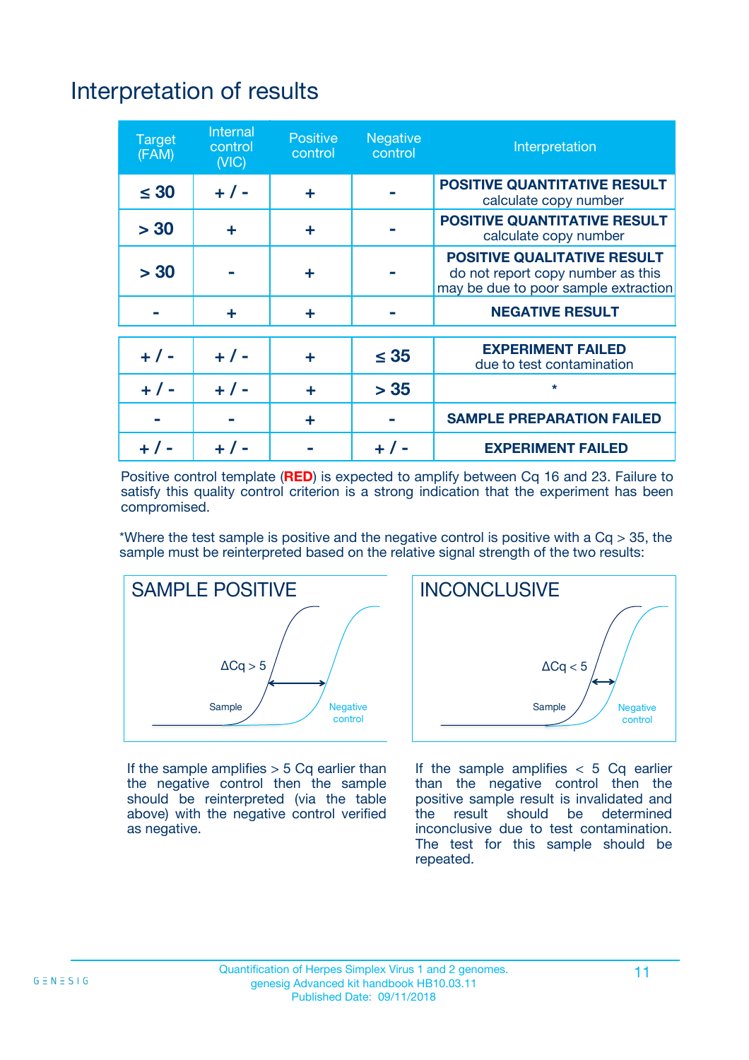# Interpretation of results

| Target (FAM) | Internal control (VIC) | Positive control | Negative control | Interpretation |
|---|---|---|---|---|
| ≤ 30 | + / - | + | - | **POSITIVE QUANTITATIVE RESULT** calculate copy number |
| > 30 | + | + | - | **POSITIVE QUANTITATIVE RESULT** calculate copy number |
| > 30 | - | + | - | **POSITIVE QUALITATIVE RESULT** do not report copy number as this may be due to poor sample extraction |
| - | + | + | - | **NEGATIVE RESULT** |
| + / - | + / - | + | ≤ 35 | **EXPERIMENT FAILED** due to test contamination |
| + / - | + / - | + | > 35 | * |
| - | - | + | - | **SAMPLE PREPARATION FAILED** |
| + / - | + / - | - | + / - | **EXPERIMENT FAILED** |

Positive control template (**RED**) is expected to amplify between Cq 16 and 23. Failure to satisfy this quality control criterion is a strong indication that the experiment has been compromised.

*Where the test sample is positive and the negative control is positive with a Cq > 35, the sample must be reinterpreted based on the relative signal strength of the two results:

**SAMPLE POSITIVE**

ΔCq > 5

Sample

Negative control

If the sample amplifies > 5 Cq earlier than the negative control then the sample should be reinterpreted (via the table above) with the negative control verified as negative.

**INCONCLUSIVE**

ΔCq < 5

Sample

Negative control

If the sample amplifies < 5 Cq earlier than the negative control then the positive sample result is invalidated and the result should be determined inconclusive due to test contamination. The test for this sample should be repeated.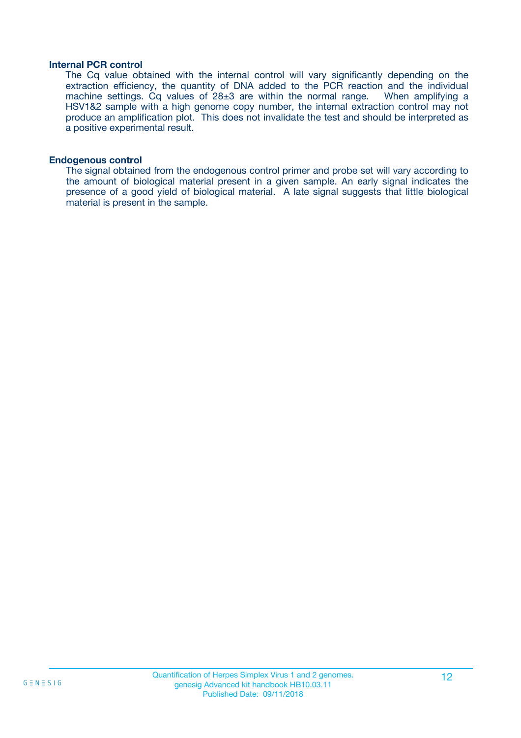**Internal PCR control**

The Cq value obtained with the internal control will vary significantly depending on the extraction efficiency, the quantity of DNA added to the PCR reaction and the individual machine settings. Cq values of 28±3 are within the normal range. When amplifying a HSV1&2 sample with a high genome copy number, the internal extraction control may not produce an amplification plot. This does not invalidate the test and should be interpreted as a positive experimental result.

**Endogenous control**

The signal obtained from the endogenous control primer and probe set will vary according to the amount of biological material present in a given sample. An early signal indicates the presence of a good yield of biological material. A late signal suggests that little biological material is present in the sample.